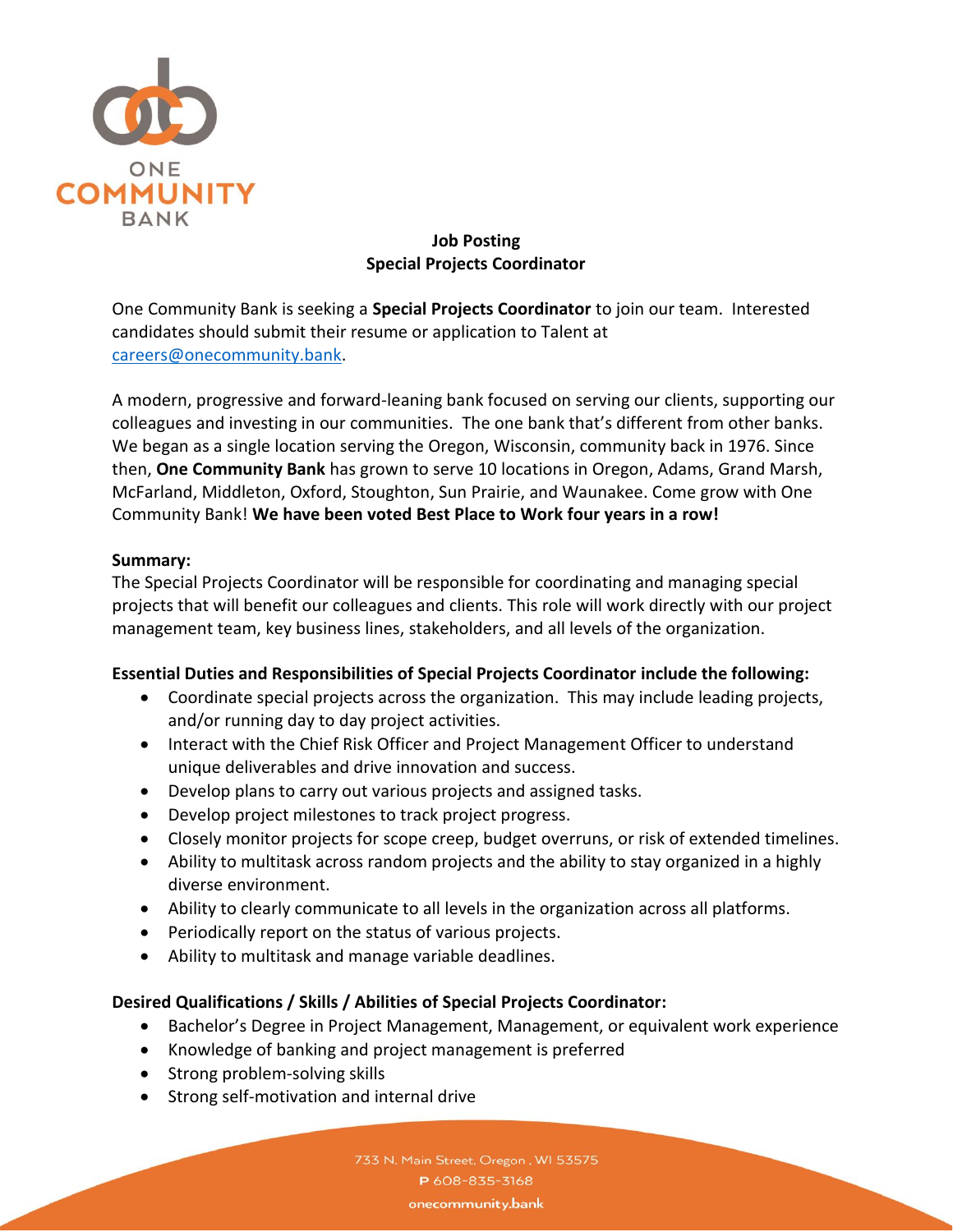ONE COMMUNITY BANK

**Job Posting**
**Special Projects Coordinator**

One Community Bank is seeking a **Special Projects Coordinator** to join our team. Interested candidates should submit their resume or application to Talent at careers@onecommunity.bank.

A modern, progressive and forward-leaning bank focused on serving our clients, supporting our colleagues and investing in our communities. The one bank that's different from other banks. We began as a single location serving the Oregon, Wisconsin, community back in 1976. Since then, **One Community Bank** has grown to serve 10 locations in Oregon, Adams, Grand Marsh, McFarland, Middleton, Oxford, Stoughton, Sun Prairie, and Waunakee. Come grow with One Community Bank! **We have been voted Best Place to Work four years in a row!**

**Summary:**
The Special Projects Coordinator will be responsible for coordinating and managing special projects that will benefit our colleagues and clients. This role will work directly with our project management team, key business lines, stakeholders, and all levels of the organization.

**Essential Duties and Responsibilities of Special Projects Coordinator include the following:**

- Coordinate special projects across the organization. This may include leading projects, and/or running day to day project activities.
- Interact with the Chief Risk Officer and Project Management Officer to understand unique deliverables and drive innovation and success.
- Develop plans to carry out various projects and assigned tasks.
- Develop project milestones to track project progress.
- Closely monitor projects for scope creep, budget overruns, or risk of extended timelines.
- Ability to multitask across random projects and the ability to stay organized in a highly diverse environment.
- Ability to clearly communicate to all levels in the organization across all platforms.
- Periodically report on the status of various projects.
- Ability to multitask and manage variable deadlines.

**Desired Qualifications / Skills / Abilities of Special Projects Coordinator:**

- Bachelor's Degree in Project Management, Management, or equivalent work experience
- Knowledge of banking and project management is preferred
- Strong problem-solving skills
- Strong self-motivation and internal drive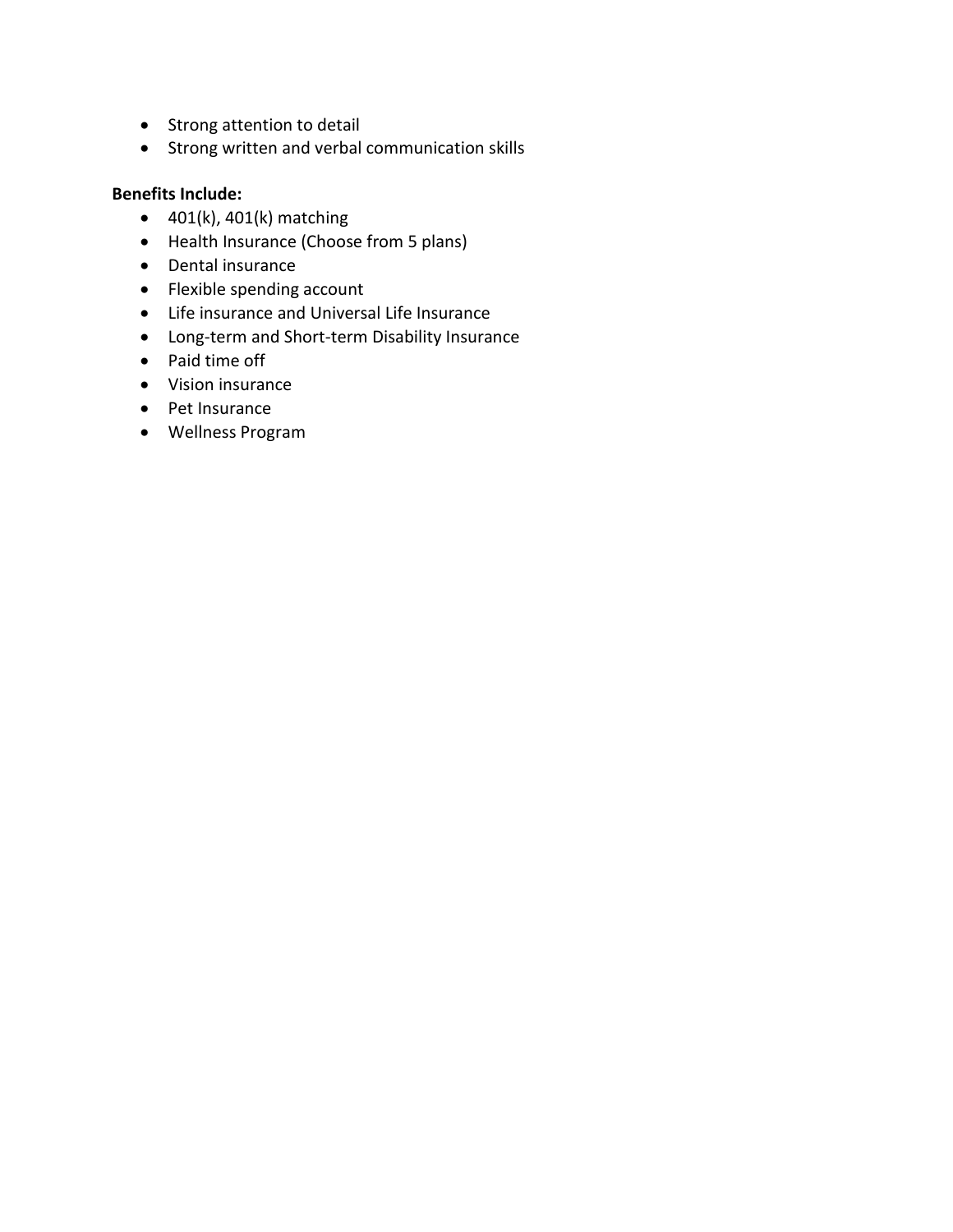- Strong attention to detail
- Strong written and verbal communication skills

**Benefits Include:**

- 401(k), 401(k) matching
- Health Insurance (Choose from 5 plans)
- Dental insurance
- Flexible spending account
- Life insurance and Universal Life Insurance
- Long-term and Short-term Disability Insurance
- Paid time off
- Vision insurance
- Pet Insurance
- Wellness Program